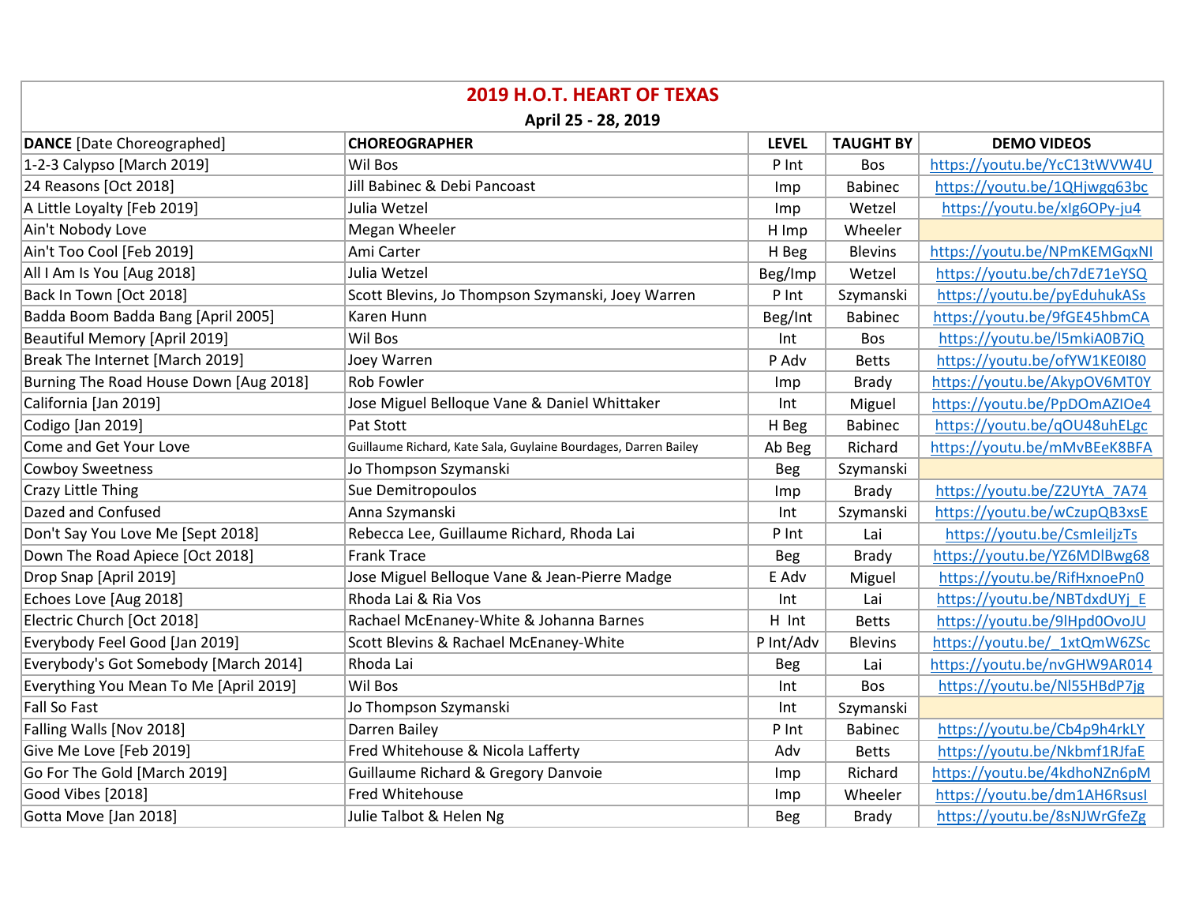# 2019 H.O.T. HEART OF TEXAS

**April 25 - 28, 2019**

| **DANCE** [Date Choreographed] | **CHOREOGRAPHER** | **LEVEL** | **TAUGHT BY** | **DEMO VIDEOS** |
|---|---|---|---|---|
| 1-2-3 Calypso [March 2019] | Wil Bos | P Int | Bos | https://youtu.be/YcC13tWVW4U |
| 24 Reasons [Oct 2018] | Jill Babinec & Debi Pancoast | Imp | Babinec | https://youtu.be/1QHjwgq63bc |
| A Little Loyalty [Feb 2019] | Julia Wetzel | Imp | Wetzel | https://youtu.be/xlg6OPy-ju4 |
| Ain't Nobody Love | Megan Wheeler | H Imp | Wheeler | |
| Ain't Too Cool [Feb 2019] | Ami Carter | H Beg | Blevins | https://youtu.be/NPmKEMGqxNI |
| All I Am Is You [Aug 2018] | Julia Wetzel | Beg/Imp | Wetzel | https://youtu.be/ch7dE71eYSQ |
| Back In Town [Oct 2018] | Scott Blevins, Jo Thompson Szymanski, Joey Warren | P Int | Szymanski | https://youtu.be/pyEduhukASs |
| Badda Boom Badda Bang [April 2005] | Karen Hunn | Beg/Int | Babinec | https://youtu.be/9fGE45hbmCA |
| Beautiful Memory [April 2019] | Wil Bos | Int | Bos | https://youtu.be/l5mkiA0B7iQ |
| Break The Internet [March 2019] | Joey Warren | P Adv | Betts | https://youtu.be/ofYW1KE0I80 |
| Burning The Road House Down [Aug 2018] | Rob Fowler | Imp | Brady | https://youtu.be/AkypOV6MT0Y |
| California [Jan 2019] | Jose Miguel Belloque Vane & Daniel Whittaker | Int | Miguel | https://youtu.be/PpDOmAZIOe4 |
| Codigo [Jan 2019] | Pat Stott | H Beg | Babinec | https://youtu.be/qOU48uhELgc |
| Come and Get Your Love | Guillaume Richard, Kate Sala, Guylaine Bourdages, Darren Bailey | Ab Beg | Richard | https://youtu.be/mMvBEeK8BFA |
| Cowboy Sweetness | Jo Thompson Szymanski | Beg | Szymanski | |
| Crazy Little Thing | Sue Demitropoulos | Imp | Brady | https://youtu.be/Z2UYtA_7A74 |
| Dazed and Confused | Anna Szymanski | Int | Szymanski | https://youtu.be/wCzupQB3xsE |
| Don't Say You Love Me [Sept 2018] | Rebecca Lee, Guillaume Richard, Rhoda Lai | P Int | Lai | https://youtu.be/CsmIeiljzTs |
| Down The Road Apiece [Oct 2018] | Frank Trace | Beg | Brady | https://youtu.be/YZ6MDlBwg68 |
| Drop Snap [April 2019] | Jose Miguel Belloque Vane & Jean-Pierre Madge | E Adv | Miguel | https://youtu.be/RifHxnoePn0 |
| Echoes Love [Aug 2018] | Rhoda Lai & Ria Vos | Int | Lai | https://youtu.be/NBTdxdUYj_E |
| Electric Church [Oct 2018] | Rachael McEnaney-White & Johanna Barnes | H Int | Betts | https://youtu.be/9lHpd0OvoJU |
| Everybody Feel Good [Jan 2019] | Scott Blevins & Rachael McEnaney-White | P Int/Adv | Blevins | https://youtu.be/_1xtQmW6ZSc |
| Everybody's Got Somebody [March 2014] | Rhoda Lai | Beg | Lai | https://youtu.be/nvGHW9AR014 |
| Everything You Mean To Me [April 2019] | Wil Bos | Int | Bos | https://youtu.be/Nl55HBdP7jg |
| Fall So Fast | Jo Thompson Szymanski | Int | Szymanski | |
| Falling Walls [Nov 2018] | Darren Bailey | P Int | Babinec | https://youtu.be/Cb4p9h4rkLY |
| Give Me Love [Feb 2019] | Fred Whitehouse & Nicola Lafferty | Adv | Betts | https://youtu.be/Nkbmf1RJfaE |
| Go For The Gold [March 2019] | Guillaume Richard & Gregory Danvoie | Imp | Richard | https://youtu.be/4kdhoNZn6pM |
| Good Vibes [2018] | Fred Whitehouse | Imp | Wheeler | https://youtu.be/dm1AH6RsusI |
| Gotta Move [Jan 2018] | Julie Talbot & Helen Ng | Beg | Brady | https://youtu.be/8sNJWrGfeZg |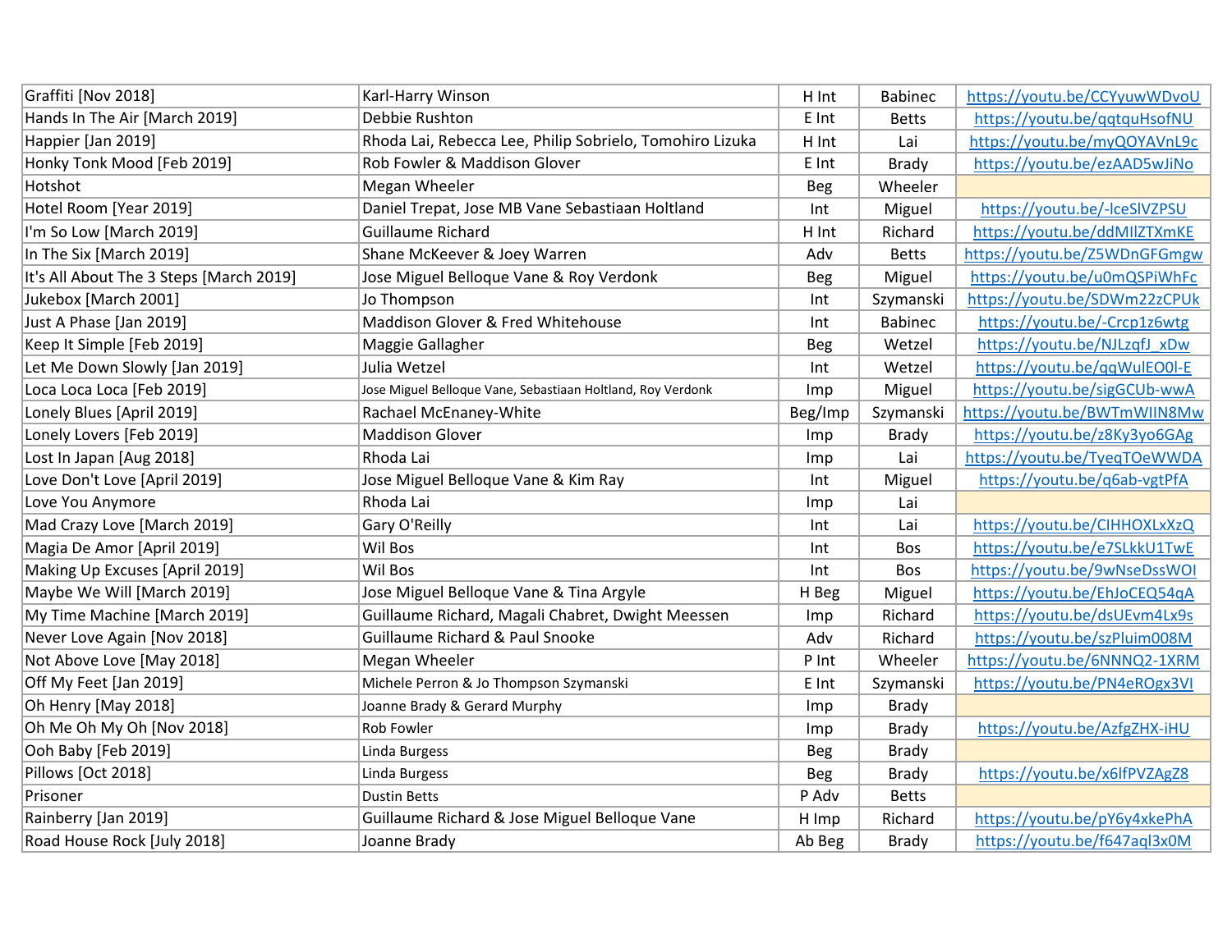| | | | | |
|---|---|---|---|---|
| Graffiti [Nov 2018] | Karl-Harry Winson | H Int | Babinec | https://youtu.be/CCYyuwWDvoU |
| Hands In The Air [March 2019] | Debbie Rushton | E Int | Betts | https://youtu.be/qgtquHsofNU |
| Happier [Jan 2019] | Rhoda Lai, Rebecca Lee, Philip Sobrielo, Tomohiro Lizuka | H Int | Lai | https://youtu.be/myQOYAVnL9c |
| Honky Tonk Mood [Feb 2019] | Rob Fowler & Maddison Glover | E Int | Brady | https://youtu.be/ezAAD5wJiNo |
| Hotshot | Megan Wheeler | Beg | Wheeler | |
| Hotel Room [Year 2019] | Daniel Trepat, Jose MB Vane Sebastiaan Holtland | Int | Miguel | https://youtu.be/-lceSlVZPSU |
| I'm So Low [March 2019] | Guillaume Richard | H Int | Richard | https://youtu.be/ddMIlZTXmKE |
| In The Six [March 2019] | Shane McKeever & Joey Warren | Adv | Betts | https://youtu.be/Z5WDnGFGmgw |
| It's All About The 3 Steps [March 2019] | Jose Miguel Belloque Vane & Roy Verdonk | Beg | Miguel | https://youtu.be/u0mQSPiWhFc |
| Jukebox [March 2001] | Jo Thompson | Int | Szymanski | https://youtu.be/SDWm22zCPUk |
| Just A Phase [Jan 2019] | Maddison Glover & Fred Whitehouse | Int | Babinec | https://youtu.be/-Crcp1z6wtg |
| Keep It Simple [Feb 2019] | Maggie Gallagher | Beg | Wetzel | https://youtu.be/NJLzqfJ_xDw |
| Let Me Down Slowly [Jan 2019] | Julia Wetzel | Int | Wetzel | https://youtu.be/qqWulEO0l-E |
| Loca Loca Loca [Feb 2019] | Jose Miguel Belloque Vane, Sebastiaan Holtland, Roy Verdonk | Imp | Miguel | https://youtu.be/sigGCUb-wwA |
| Lonely Blues [April 2019] | Rachael McEnaney-White | Beg/Imp | Szymanski | https://youtu.be/BWTmWIIN8Mw |
| Lonely Lovers [Feb 2019] | Maddison Glover | Imp | Brady | https://youtu.be/z8Ky3yo6GAg |
| Lost In Japan [Aug 2018] | Rhoda Lai | Imp | Lai | https://youtu.be/TyeqTOeWWDA |
| Love Don't Love [April 2019] | Jose Miguel Belloque Vane & Kim Ray | Int | Miguel | https://youtu.be/q6ab-vgtPfA |
| Love You Anymore | Rhoda Lai | Imp | Lai | |
| Mad Crazy Love [March 2019] | Gary O'Reilly | Int | Lai | https://youtu.be/CIHHOXLxXzQ |
| Magia De Amor [April 2019] | Wil Bos | Int | Bos | https://youtu.be/e7SLkkU1TwE |
| Making Up Excuses [April 2019] | Wil Bos | Int | Bos | https://youtu.be/9wNseDssWOI |
| Maybe We Will [March 2019] | Jose Miguel Belloque Vane & Tina Argyle | H Beg | Miguel | https://youtu.be/EhJoCEQ54qA |
| My Time Machine [March 2019] | Guillaume Richard, Magali Chabret, Dwight Meessen | Imp | Richard | https://youtu.be/dsUEvm4Lx9s |
| Never Love Again [Nov 2018] | Guillaume Richard & Paul Snooke | Adv | Richard | https://youtu.be/szPluim008M |
| Not Above Love [May 2018] | Megan Wheeler | P Int | Wheeler | https://youtu.be/6NNNQ2-1XRM |
| Off My Feet [Jan 2019] | Michele Perron & Jo Thompson Szymanski | E Int | Szymanski | https://youtu.be/PN4eROgx3VI |
| Oh Henry [May 2018] | Joanne Brady & Gerard Murphy | Imp | Brady | |
| Oh Me Oh My Oh [Nov 2018] | Rob Fowler | Imp | Brady | https://youtu.be/AzfgZHX-iHU |
| Ooh Baby [Feb 2019] | Linda Burgess | Beg | Brady | |
| Pillows [Oct 2018] | Linda Burgess | Beg | Brady | https://youtu.be/x6lfPVZAgZ8 |
| Prisoner | Dustin Betts | P Adv | Betts | |
| Rainberry [Jan 2019] | Guillaume Richard & Jose Miguel Belloque Vane | H Imp | Richard | https://youtu.be/pY6y4xkePhA |
| Road House Rock [July 2018] | Joanne Brady | Ab Beg | Brady | https://youtu.be/f647aql3x0M |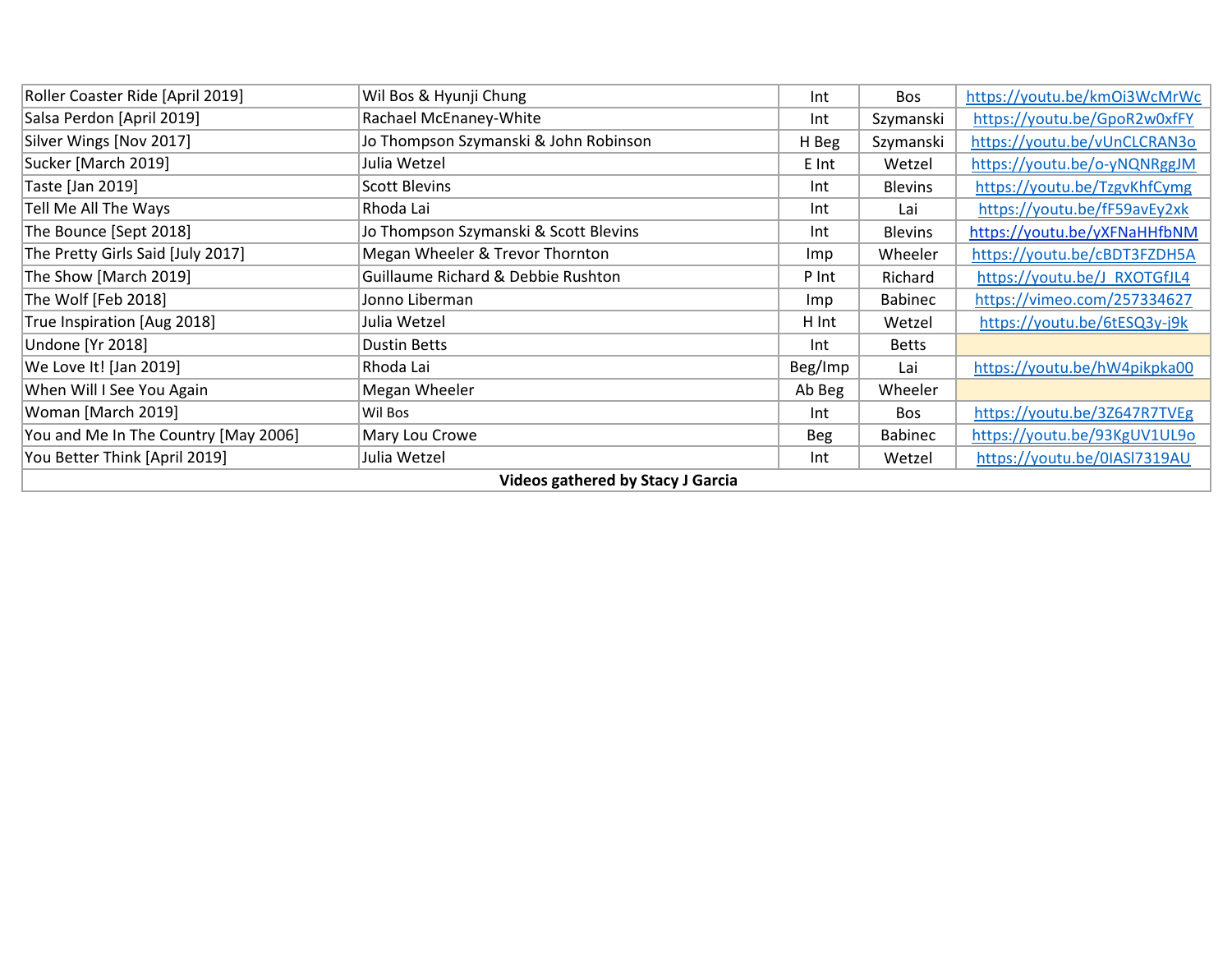| | | | | |
|---|---|---|---|---|
| Roller Coaster Ride [April 2019] | Wil Bos & Hyunji Chung | Int | Bos | https://youtu.be/kmOi3WcMrWc |
| Salsa Perdon [April 2019] | Rachael McEnaney-White | Int | Szymanski | https://youtu.be/GpoR2w0xfFY |
| Silver Wings [Nov 2017] | Jo Thompson Szymanski & John Robinson | H Beg | Szymanski | https://youtu.be/vUnCLCRAN3o |
| Sucker [March 2019] | Julia Wetzel | E Int | Wetzel | https://youtu.be/o-yNQNRggJM |
| Taste [Jan 2019] | Scott Blevins | Int | Blevins | https://youtu.be/TzgvKhfCymg |
| Tell Me All The Ways | Rhoda Lai | Int | Lai | https://youtu.be/fF59avEy2xk |
| The Bounce [Sept 2018] | Jo Thompson Szymanski & Scott Blevins | Int | Blevins | https://youtu.be/yXFNaHHfbNM |
| The Pretty Girls Said [July 2017] | Megan Wheeler & Trevor Thornton | Imp | Wheeler | https://youtu.be/cBDT3FZDH5A |
| The Show [March 2019] | Guillaume Richard & Debbie Rushton | P Int | Richard | https://youtu.be/J_RXOTGfJL4 |
| The Wolf [Feb 2018] | Jonno Liberman | Imp | Babinec | https://vimeo.com/257334627 |
| True Inspiration [Aug 2018] | Julia Wetzel | H Int | Wetzel | https://youtu.be/6tESQ3y-j9k |
| Undone [Yr 2018] | Dustin Betts | Int | Betts | |
| We Love It! [Jan 2019] | Rhoda Lai | Beg/Imp | Lai | https://youtu.be/hW4pikpka00 |
| When Will I See You Again | Megan Wheeler | Ab Beg | Wheeler | |
| Woman [March 2019] | Wil Bos | Int | Bos | https://youtu.be/3Z647R7TVEg |
| You and Me In The Country [May 2006] | Mary Lou Crowe | Beg | Babinec | https://youtu.be/93KgUV1UL9o |
| You Better Think [April 2019] | Julia Wetzel | Int | Wetzel | https://youtu.be/0IASl7319AU |
| **Videos gathered by Stacy J Garcia** | | | | |